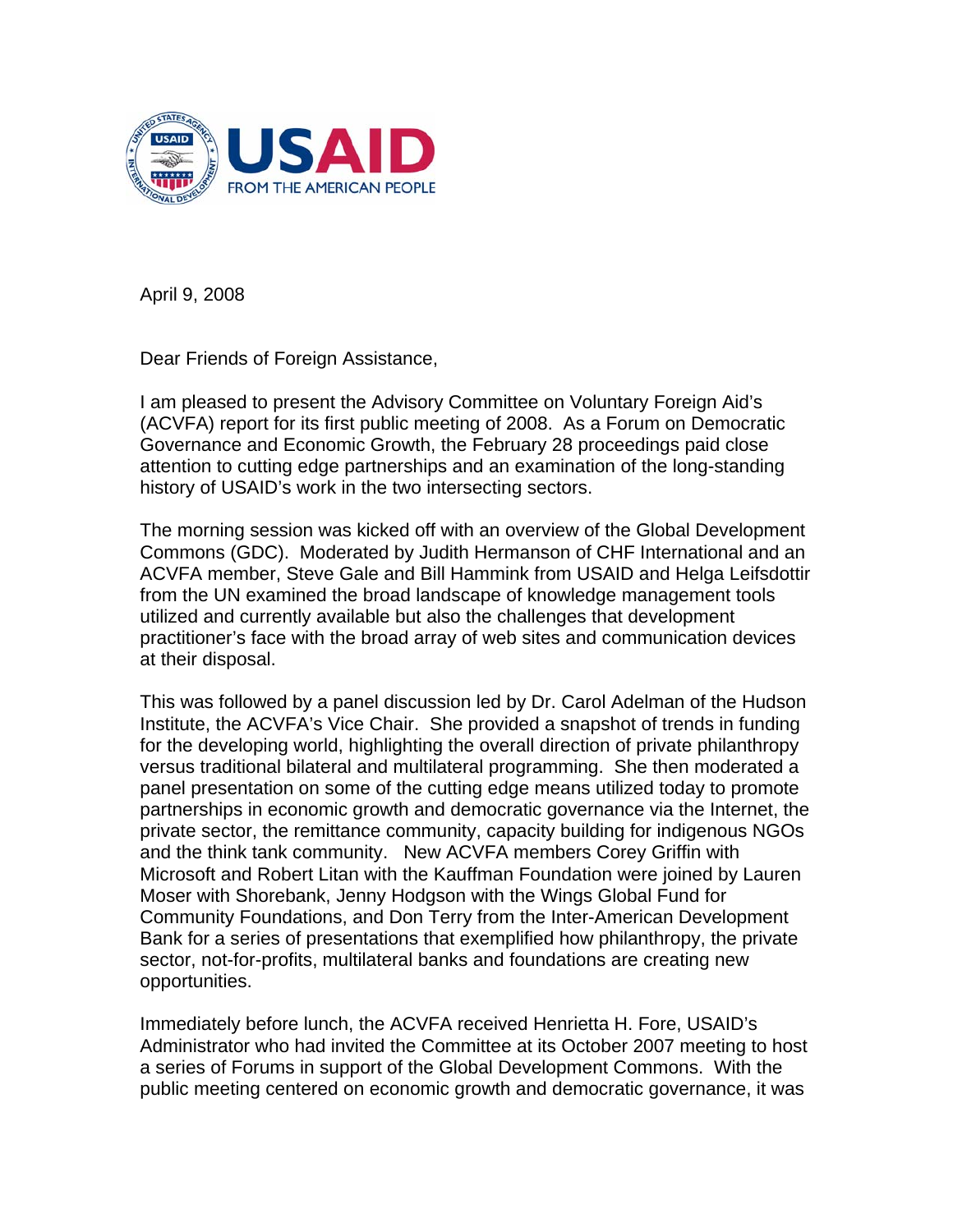April 9, 2008

Dear Friends of Foreign Assistance,

I am pleased to present the Advisory Committee on Voluntary Foreign Aid's (ACVFA) report for its first public meeting of 2008. As a Forum on Democratic Governance and Economic Growth, the February 28 proceedings paid close attention to cutting edge partnerships and an examination of the long-standing history of USAID's work in the two intersecting sectors.

The morning session was kicked off with an overview of the Global Development Commons (GDC). Moderated by Judith Hermanson of CHF International and an ACVFA member, Steve Gale and Bill Hammink from USAID and Helga Leifsdottir from the UN examined the broad landscape of knowledge management tools utilized and currently available but also the challenges that development practitioner's face with the broad array of web sites and communication devices at their disposal.

This was followed by a panel discussion led by Dr. Carol Adelman of the Hudson Institute, the ACVFA's Vice Chair. She provided a snapshot of trends in funding for the developing world, highlighting the overall direction of private philanthropy versus traditional bilateral and multilateral programming. She then moderated a panel presentation on some of the cutting edge means utilized today to promote partnerships in economic growth and democratic governance via the Internet, the private sector, the remittance community, capacity building for indigenous NGOs and the think tank community. New ACVFA members Corey Griffin with Microsoft and Robert Litan with the Kauffman Foundation were joined by Lauren Moser with Shorebank, Jenny Hodgson with the Wings Global Fund for Community Foundations, and Don Terry from the Inter-American Development Bank for a series of presentations that exemplified how philanthropy, the private sector, not-for-profits, multilateral banks and foundations are creating new opportunities.

Immediately before lunch, the ACVFA received Henrietta H. Fore, USAID's Administrator who had invited the Committee at its October 2007 meeting to host a series of Forums in support of the Global Development Commons. With the public meeting centered on economic growth and democratic governance, it was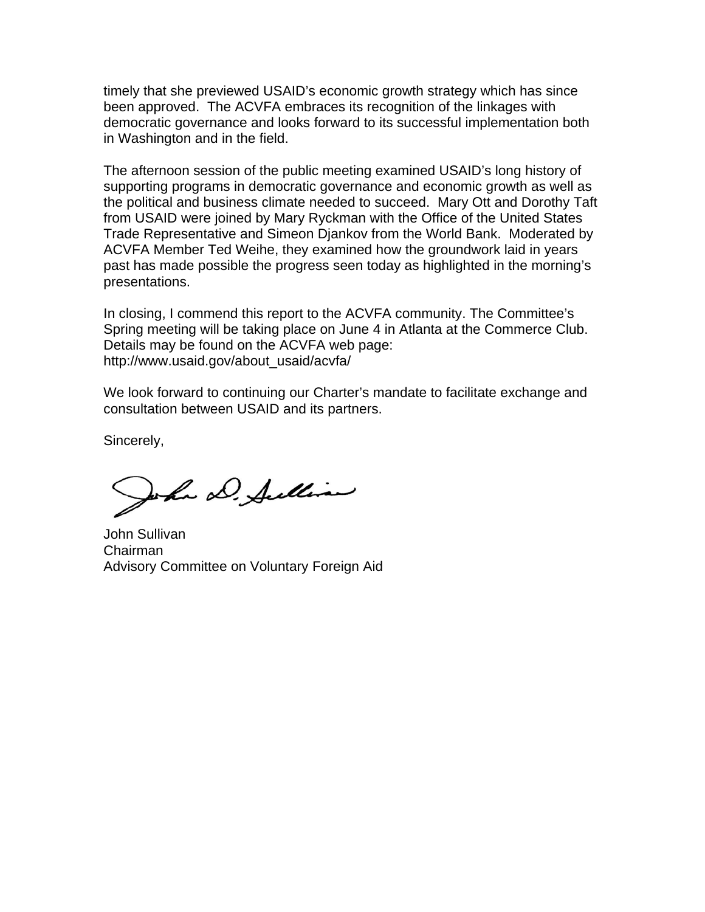timely that she previewed USAID's economic growth strategy which has since been approved. The ACVFA embraces its recognition of the linkages with democratic governance and looks forward to its successful implementation both in Washington and in the field.

The afternoon session of the public meeting examined USAID's long history of supporting programs in democratic governance and economic growth as well as the political and business climate needed to succeed. Mary Ott and Dorothy Taft from USAID were joined by Mary Ryckman with the Office of the United States Trade Representative and Simeon Djankov from the World Bank. Moderated by ACVFA Member Ted Weihe, they examined how the groundwork laid in years past has made possible the progress seen today as highlighted in the morning's presentations.

In closing, I commend this report to the ACVFA community. The Committee's Spring meeting will be taking place on June 4 in Atlanta at the Commerce Club. Details may be found on the ACVFA web page:
http://www.usaid.gov/about_usaid/acvfa/

We look forward to continuing our Charter's mandate to facilitate exchange and consultation between USAID and its partners.

Sincerely,

John Sullivan
Chairman
Advisory Committee on Voluntary Foreign Aid